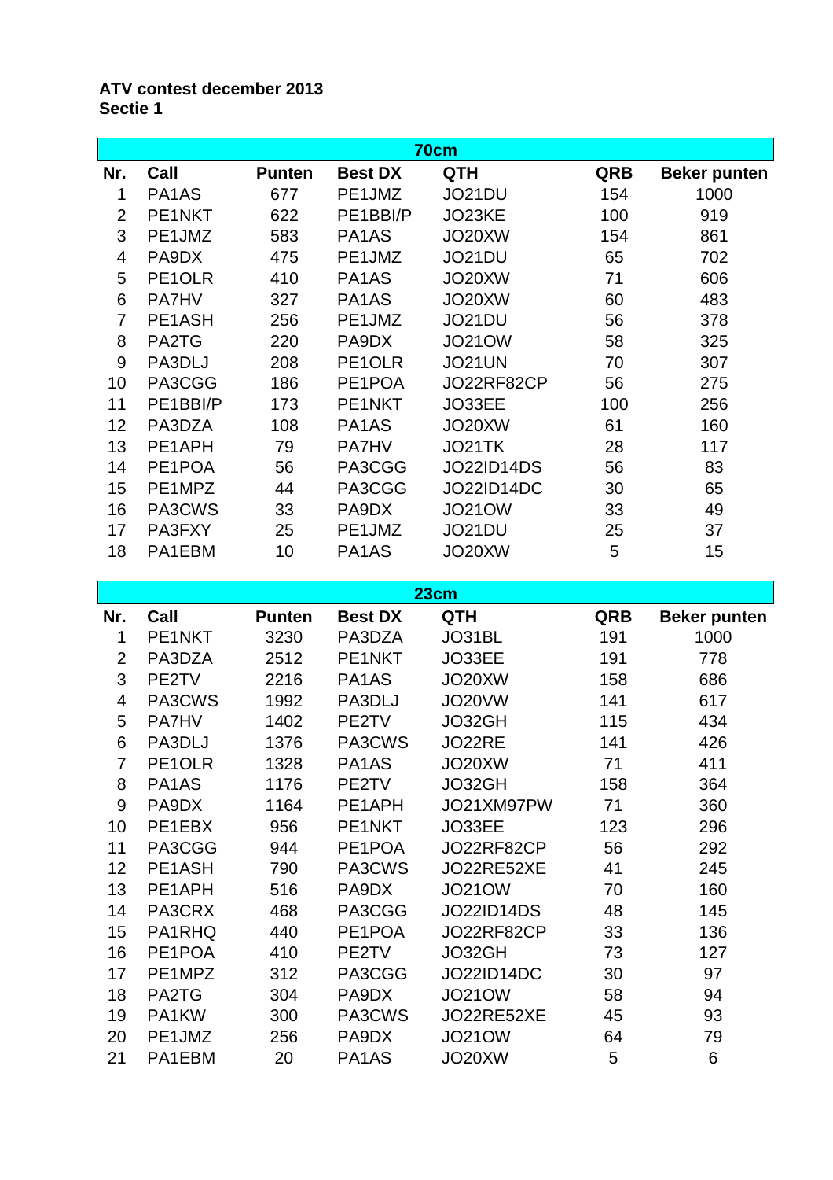**ATV contest december 2013**
**Sectie 1**

| 70cm | | | | | | |
|---|---|---|---|---|---|---|
| **Nr.** | **Call** | **Punten** | **Best DX** | **QTH** | **QRB** | **Beker punten** |
| 1 | PA1AS | 677 | PE1JMZ | JO21DU | 154 | 1000 |
| 2 | PE1NKT | 622 | PE1BBI/P | JO23KE | 100 | 919 |
| 3 | PE1JMZ | 583 | PA1AS | JO20XW | 154 | 861 |
| 4 | PA9DX | 475 | PE1JMZ | JO21DU | 65 | 702 |
| 5 | PE1OLR | 410 | PA1AS | JO20XW | 71 | 606 |
| 6 | PA7HV | 327 | PA1AS | JO20XW | 60 | 483 |
| 7 | PE1ASH | 256 | PE1JMZ | JO21DU | 56 | 378 |
| 8 | PA2TG | 220 | PA9DX | JO21OW | 58 | 325 |
| 9 | PA3DLJ | 208 | PE1OLR | JO21UN | 70 | 307 |
| 10 | PA3CGG | 186 | PE1POA | JO22RF82CP | 56 | 275 |
| 11 | PE1BBI/P | 173 | PE1NKT | JO33EE | 100 | 256 |
| 12 | PA3DZA | 108 | PA1AS | JO20XW | 61 | 160 |
| 13 | PE1APH | 79 | PA7HV | JO21TK | 28 | 117 |
| 14 | PE1POA | 56 | PA3CGG | JO22ID14DS | 56 | 83 |
| 15 | PE1MPZ | 44 | PA3CGG | JO22ID14DC | 30 | 65 |
| 16 | PA3CWS | 33 | PA9DX | JO21OW | 33 | 49 |
| 17 | PA3FXY | 25 | PE1JMZ | JO21DU | 25 | 37 |
| 18 | PA1EBM | 10 | PA1AS | JO20XW | 5 | 15 |

| 23cm | | | | | | |
|---|---|---|---|---|---|---|
| **Nr.** | **Call** | **Punten** | **Best DX** | **QTH** | **QRB** | **Beker punten** |
| 1 | PE1NKT | 3230 | PA3DZA | JO31BL | 191 | 1000 |
| 2 | PA3DZA | 2512 | PE1NKT | JO33EE | 191 | 778 |
| 3 | PE2TV | 2216 | PA1AS | JO20XW | 158 | 686 |
| 4 | PA3CWS | 1992 | PA3DLJ | JO20VW | 141 | 617 |
| 5 | PA7HV | 1402 | PE2TV | JO32GH | 115 | 434 |
| 6 | PA3DLJ | 1376 | PA3CWS | JO22RE | 141 | 426 |
| 7 | PE1OLR | 1328 | PA1AS | JO20XW | 71 | 411 |
| 8 | PA1AS | 1176 | PE2TV | JO32GH | 158 | 364 |
| 9 | PA9DX | 1164 | PE1APH | JO21XM97PW | 71 | 360 |
| 10 | PE1EBX | 956 | PE1NKT | JO33EE | 123 | 296 |
| 11 | PA3CGG | 944 | PE1POA | JO22RF82CP | 56 | 292 |
| 12 | PE1ASH | 790 | PA3CWS | JO22RE52XE | 41 | 245 |
| 13 | PE1APH | 516 | PA9DX | JO21OW | 70 | 160 |
| 14 | PA3CRX | 468 | PA3CGG | JO22ID14DS | 48 | 145 |
| 15 | PA1RHQ | 440 | PE1POA | JO22RF82CP | 33 | 136 |
| 16 | PE1POA | 410 | PE2TV | JO32GH | 73 | 127 |
| 17 | PE1MPZ | 312 | PA3CGG | JO22ID14DC | 30 | 97 |
| 18 | PA2TG | 304 | PA9DX | JO21OW | 58 | 94 |
| 19 | PA1KW | 300 | PA3CWS | JO22RE52XE | 45 | 93 |
| 20 | PE1JMZ | 256 | PA9DX | JO21OW | 64 | 79 |
| 21 | PA1EBM | 20 | PA1AS | JO20XW | 5 | 6 |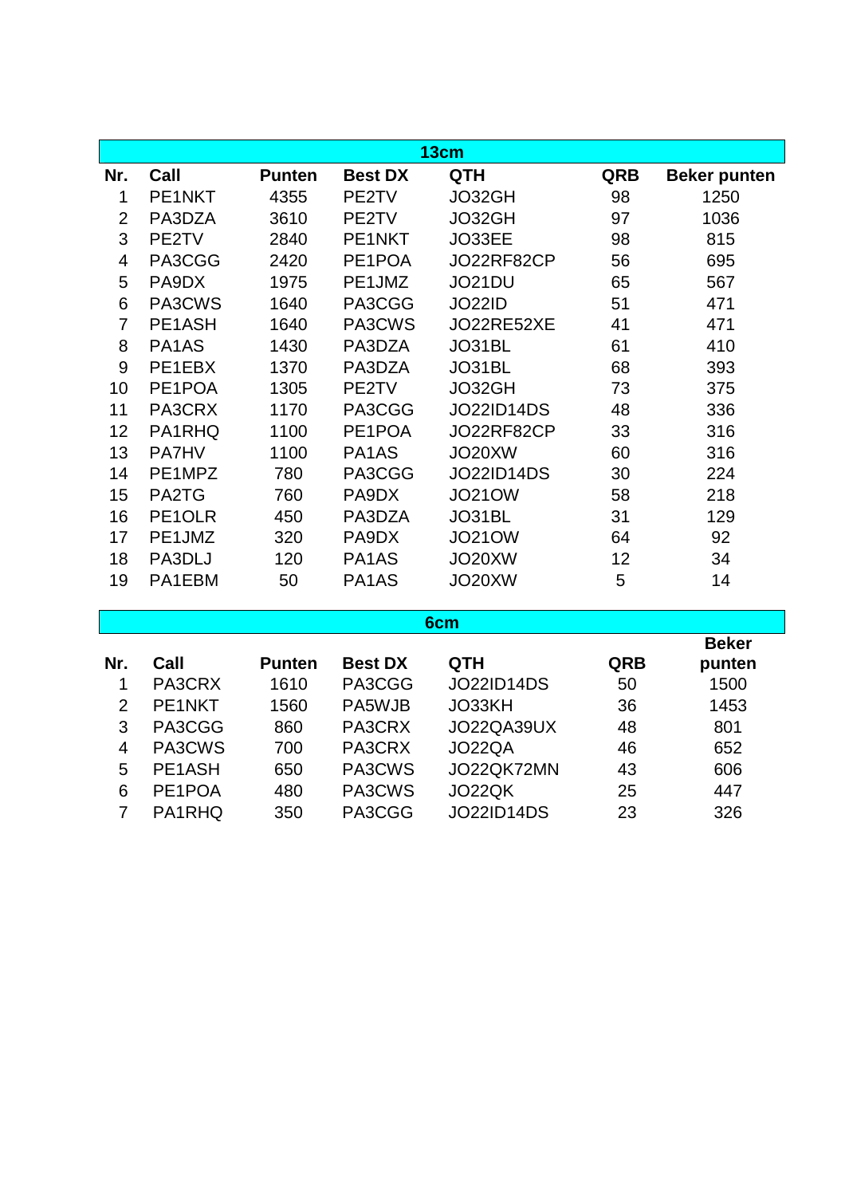## 13cm

| Nr. | Call | Punten | Best DX | QTH | QRB | Beker punten |
|---|---|---|---|---|---|---|
| 1 | PE1NKT | 4355 | PE2TV | JO32GH | 98 | 1250 |
| 2 | PA3DZA | 3610 | PE2TV | JO32GH | 97 | 1036 |
| 3 | PE2TV | 2840 | PE1NKT | JO33EE | 98 | 815 |
| 4 | PA3CGG | 2420 | PE1POA | JO22RF82CP | 56 | 695 |
| 5 | PA9DX | 1975 | PE1JMZ | JO21DU | 65 | 567 |
| 6 | PA3CWS | 1640 | PA3CGG | JO22ID | 51 | 471 |
| 7 | PE1ASH | 1640 | PA3CWS | JO22RE52XE | 41 | 471 |
| 8 | PA1AS | 1430 | PA3DZA | JO31BL | 61 | 410 |
| 9 | PE1EBX | 1370 | PA3DZA | JO31BL | 68 | 393 |
| 10 | PE1POA | 1305 | PE2TV | JO32GH | 73 | 375 |
| 11 | PA3CRX | 1170 | PA3CGG | JO22ID14DS | 48 | 336 |
| 12 | PA1RHQ | 1100 | PE1POA | JO22RF82CP | 33 | 316 |
| 13 | PA7HV | 1100 | PA1AS | JO20XW | 60 | 316 |
| 14 | PE1MPZ | 780 | PA3CGG | JO22ID14DS | 30 | 224 |
| 15 | PA2TG | 760 | PA9DX | JO21OW | 58 | 218 |
| 16 | PE1OLR | 450 | PA3DZA | JO31BL | 31 | 129 |
| 17 | PE1JMZ | 320 | PA9DX | JO21OW | 64 | 92 |
| 18 | PA3DLJ | 120 | PA1AS | JO20XW | 12 | 34 |
| 19 | PA1EBM | 50 | PA1AS | JO20XW | 5 | 14 |

## 6cm

| Nr. | Call | Punten | Best DX | QTH | QRB | Beker punten |
|---|---|---|---|---|---|---|
| 1 | PA3CRX | 1610 | PA3CGG | JO22ID14DS | 50 | 1500 |
| 2 | PE1NKT | 1560 | PA5WJB | JO33KH | 36 | 1453 |
| 3 | PA3CGG | 860 | PA3CRX | JO22QA39UX | 48 | 801 |
| 4 | PA3CWS | 700 | PA3CRX | JO22QA | 46 | 652 |
| 5 | PE1ASH | 650 | PA3CWS | JO22QK72MN | 43 | 606 |
| 6 | PE1POA | 480 | PA3CWS | JO22QK | 25 | 447 |
| 7 | PA1RHQ | 350 | PA3CGG | JO22ID14DS | 23 | 326 |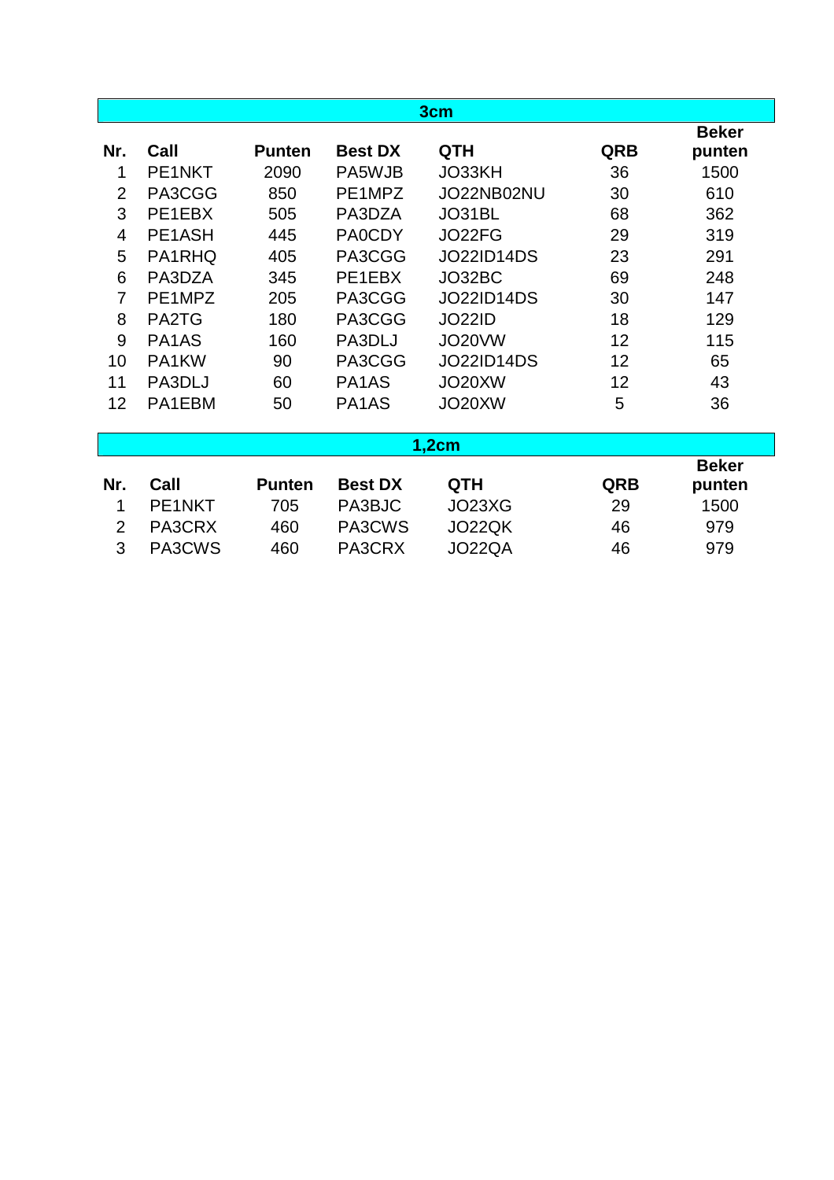## 3cm

| Nr. | Call | Punten | Best DX | QTH | QRB | Beker punten |
|---|---|---|---|---|---|---|
| 1 | PE1NKT | 2090 | PA5WJB | JO33KH | 36 | 1500 |
| 2 | PA3CGG | 850 | PE1MPZ | JO22NB02NU | 30 | 610 |
| 3 | PE1EBX | 505 | PA3DZA | JO31BL | 68 | 362 |
| 4 | PE1ASH | 445 | PA0CDY | JO22FG | 29 | 319 |
| 5 | PA1RHQ | 405 | PA3CGG | JO22ID14DS | 23 | 291 |
| 6 | PA3DZA | 345 | PE1EBX | JO32BC | 69 | 248 |
| 7 | PE1MPZ | 205 | PA3CGG | JO22ID14DS | 30 | 147 |
| 8 | PA2TG | 180 | PA3CGG | JO22ID | 18 | 129 |
| 9 | PA1AS | 160 | PA3DLJ | JO20VW | 12 | 115 |
| 10 | PA1KW | 90 | PA3CGG | JO22ID14DS | 12 | 65 |
| 11 | PA3DLJ | 60 | PA1AS | JO20XW | 12 | 43 |
| 12 | PA1EBM | 50 | PA1AS | JO20XW | 5 | 36 |

## 1,2cm

| Nr. | Call | Punten | Best DX | QTH | QRB | Beker punten |
|---|---|---|---|---|---|---|
| 1 | PE1NKT | 705 | PA3BJC | JO23XG | 29 | 1500 |
| 2 | PA3CRX | 460 | PA3CWS | JO22QK | 46 | 979 |
| 3 | PA3CWS | 460 | PA3CRX | JO22QA | 46 | 979 |